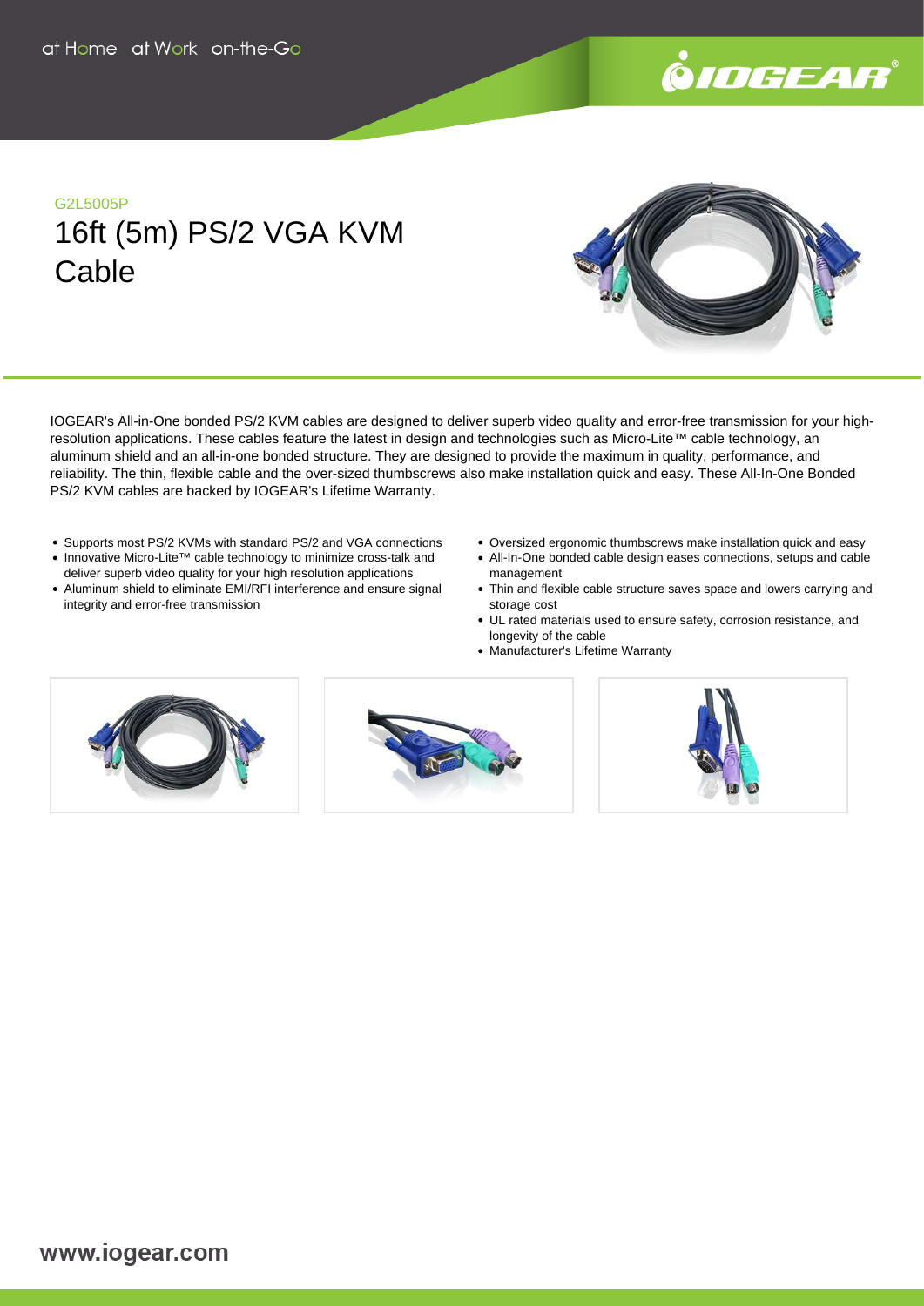at Home at Work on-the-Go

G2L5005P

# 16ft (5m) PS/2 VGA KVM Cable

IOGEAR's All-in-One bonded PS/2 KVM cables are designed to deliver superb video quality and error-free transmission for your high-resolution applications. These cables feature the latest in design and technologies such as Micro-Lite™ cable technology, an aluminum shield and an all-in-one bonded structure. They are designed to provide the maximum in quality, performance, and reliability. The thin, flexible cable and the over-sized thumbscrews also make installation quick and easy. These All-In-One Bonded PS/2 KVM cables are backed by IOGEAR's Lifetime Warranty.

- Supports most PS/2 KVMs with standard PS/2 and VGA connections
- Innovative Micro-Lite™ cable technology to minimize cross-talk and deliver superb video quality for your high resolution applications
- Aluminum shield to eliminate EMI/RFI interference and ensure signal integrity and error-free transmission
- Oversized ergonomic thumbscrews make installation quick and easy
- All-In-One bonded cable design eases connections, setups and cable management
- Thin and flexible cable structure saves space and lowers carrying and storage cost
- UL rated materials used to ensure safety, corrosion resistance, and longevity of the cable
- Manufacturer's Lifetime Warranty

www.iogear.com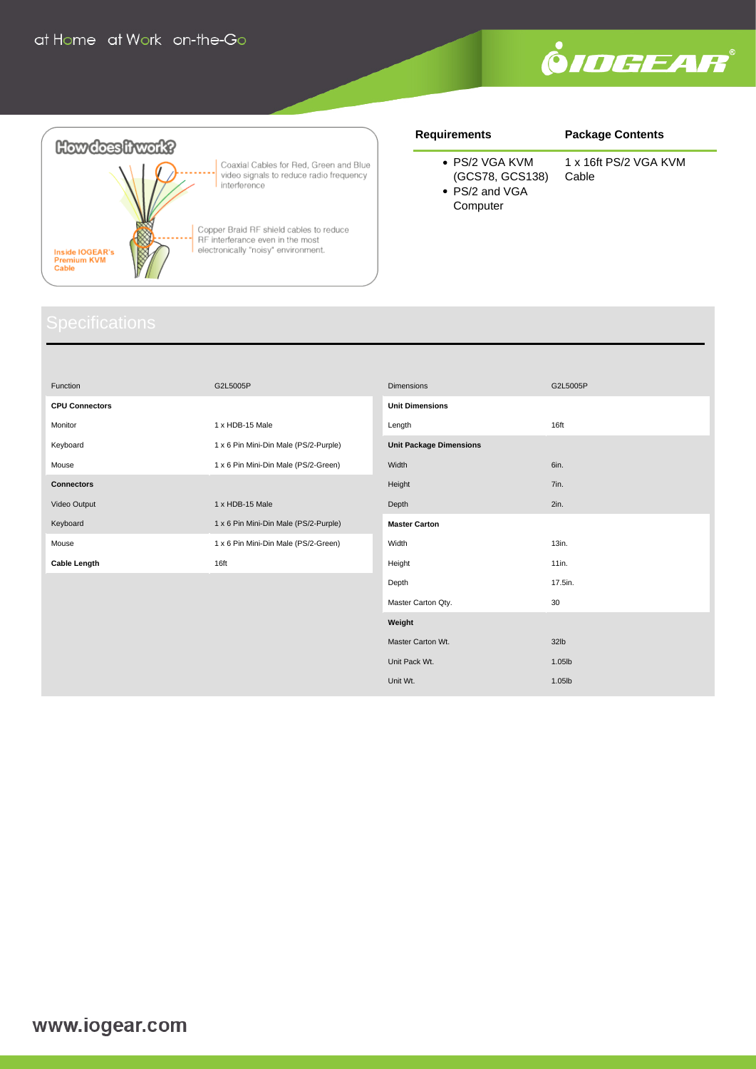## How does it work?

Coaxial Cables for Red, Green and Blue video signals to reduce radio frequency interference

Copper Braid RF shield cables to reduce RF interference even in the most electronically "noisy" environment.

Inside IOGEAR's Premium KVM Cable

## Requirements

- PS/2 VGA KVM (GCS78, GCS138)
- PS/2 and VGA Computer

## Package Contents

1 x 16ft PS/2 VGA KVM Cable

## Specifications

| Function | G2L5005P |
|---|---|
| **CPU Connectors** | |
| Monitor | 1 x HDB-15 Male |
| Keyboard | 1 x 6 Pin Mini-Din Male (PS/2-Purple) |
| Mouse | 1 x 6 Pin Mini-Din Male (PS/2-Green) |
| **Connectors** | |
| Video Output | 1 x HDB-15 Male |
| Keyboard | 1 x 6 Pin Mini-Din Male (PS/2-Purple) |
| Mouse | 1 x 6 Pin Mini-Din Male (PS/2-Green) |
| **Cable Length** | 16ft |

| Dimensions | G2L5005P |
|---|---|
| **Unit Dimensions** | |
| Length | 16ft |
| **Unit Package Dimensions** | |
| Width | 6in. |
| Height | 7in. |
| Depth | 2in. |
| **Master Carton** | |
| Width | 13in. |
| Height | 11in. |
| Depth | 17.5in. |
| Master Carton Qty. | 30 |
| **Weight** | |
| Master Carton Wt. | 32lb |
| Unit Pack Wt. | 1.05lb |
| Unit Wt. | 1.05lb |

www.iogear.com